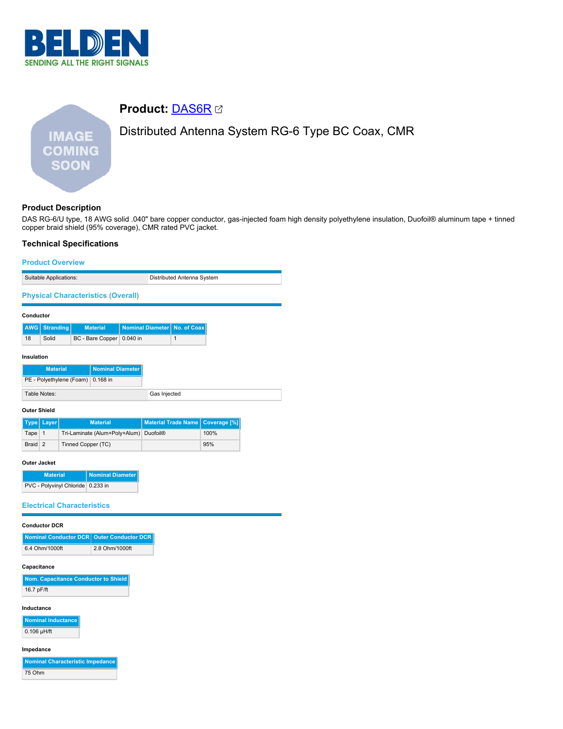**BELDEN**
SENDING ALL THE RIGHT SIGNALS

# Product: DAS6R

## Distributed Antenna System RG-6 Type BC Coax, CMR

### Product Description

DAS RG-6/U type, 18 AWG solid .040" bare copper conductor, gas-injected foam high density polyethylene insulation, Duofoil® aluminum tape + tinned copper braid shield (95% coverage), CMR rated PVC jacket.

### Technical Specifications

#### Product Overview

| Suitable Applications: | Distributed Antenna System |
| --- | --- |

#### Physical Characteristics (Overall)

**Conductor**

| AWG | Stranding | Material | Nominal Diameter | No. of Coax |
| --- | --- | --- | --- | --- |
| 18 | Solid | BC - Bare Copper | 0.040 in | 1 |

**Insulation**

| Material | Nominal Diameter |
| --- | --- |
| PE - Polyethylene (Foam) | 0.168 in |

| Table Notes: | Gas Injected |
| --- | --- |

**Outer Shield**

| Type | Layer | Material | Material Trade Name | Coverage [%] |
| --- | --- | --- | --- | --- |
| Tape | 1 | Tri-Laminate (Alum+Poly+Alum) | Duofoil® | 100% |
| Braid | 2 | Tinned Copper (TC) | | 95% |

**Outer Jacket**

| Material | Nominal Diameter |
| --- | --- |
| PVC - Polyvinyl Chloride | 0.233 in |

#### Electrical Characteristics

**Conductor DCR**

| Nominal Conductor DCR | Outer Conductor DCR |
| --- | --- |
| 6.4 Ohm/1000ft | 2.8 Ohm/1000ft |

**Capacitance**

| Nom. Capacitance Conductor to Shield |
| --- |
| 16.7 pF/ft |

**Inductance**

| Nominal Inductance |
| --- |
| 0.106 µH/ft |

**Impedance**

| Nominal Characteristic Impedance |
| --- |
| 75 Ohm |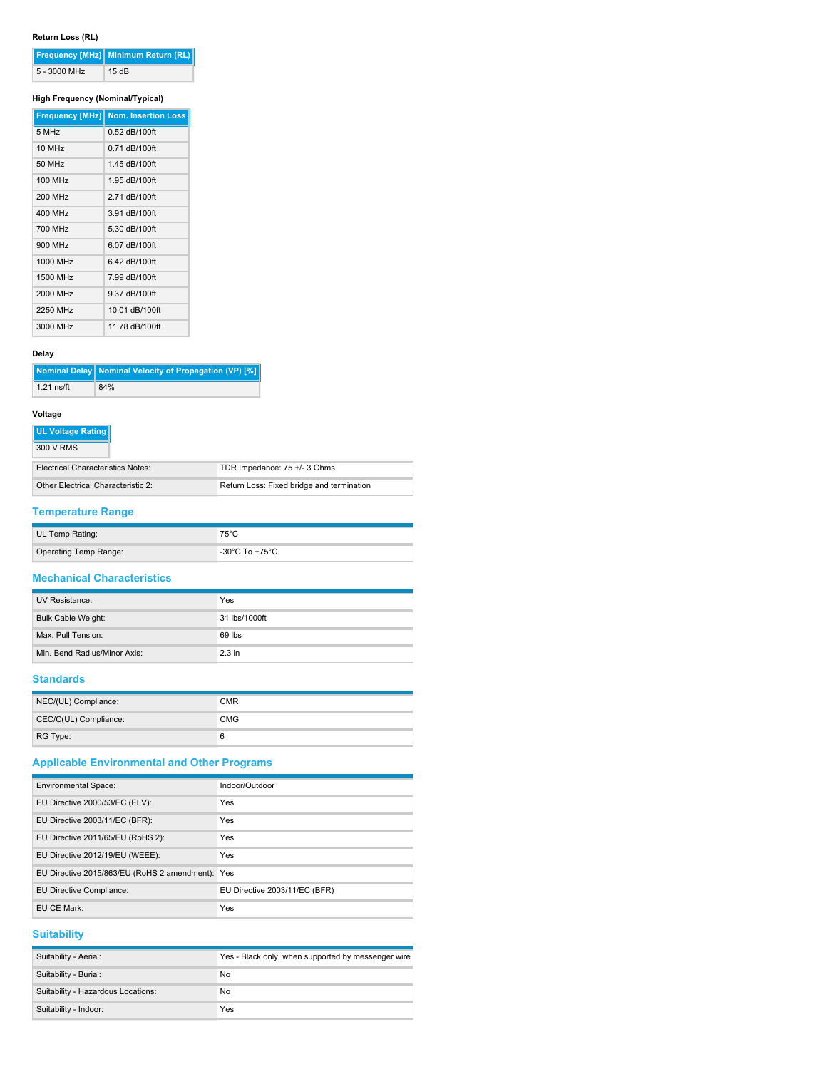#### Return Loss (RL)

| Frequency [MHz] | Minimum Return (RL) |
| --- | --- |
| 5 - 3000 MHz | 15 dB |

#### High Frequency (Nominal/Typical)

| Frequency [MHz] | Nom. Insertion Loss |
| --- | --- |
| 5 MHz | 0.52 dB/100ft |
| 10 MHz | 0.71 dB/100ft |
| 50 MHz | 1.45 dB/100ft |
| 100 MHz | 1.95 dB/100ft |
| 200 MHz | 2.71 dB/100ft |
| 400 MHz | 3.91 dB/100ft |
| 700 MHz | 5.30 dB/100ft |
| 900 MHz | 6.07 dB/100ft |
| 1000 MHz | 6.42 dB/100ft |
| 1500 MHz | 7.99 dB/100ft |
| 2000 MHz | 9.37 dB/100ft |
| 2250 MHz | 10.01 dB/100ft |
| 3000 MHz | 11.78 dB/100ft |

#### Delay

| Nominal Delay | Nominal Velocity of Propagation (VP) [%] |
| --- | --- |
| 1.21 ns/ft | 84% |

#### Voltage

| UL Voltage Rating |
| --- |
| 300 V RMS |

| | |
| --- | --- |
| Electrical Characteristics Notes: | TDR Impedance: 75 +/- 3 Ohms |
| Other Electrical Characteristic 2: | Return Loss: Fixed bridge and termination |

## Temperature Range

| | |
| --- | --- |
| UL Temp Rating: | 75°C |
| Operating Temp Range: | -30°C To +75°C |

## Mechanical Characteristics

| | |
| --- | --- |
| UV Resistance: | Yes |
| Bulk Cable Weight: | 31 lbs/1000ft |
| Max. Pull Tension: | 69 lbs |
| Min. Bend Radius/Minor Axis: | 2.3 in |

## Standards

| | |
| --- | --- |
| NEC/(UL) Compliance: | CMR |
| CEC/C(UL) Compliance: | CMG |
| RG Type: | 6 |

## Applicable Environmental and Other Programs

| | |
| --- | --- |
| Environmental Space: | Indoor/Outdoor |
| EU Directive 2000/53/EC (ELV): | Yes |
| EU Directive 2003/11/EC (BFR): | Yes |
| EU Directive 2011/65/EU (RoHS 2): | Yes |
| EU Directive 2012/19/EU (WEEE): | Yes |
| EU Directive 2015/863/EU (RoHS 2 amendment): | Yes |
| EU Directive Compliance: | EU Directive 2003/11/EC (BFR) |
| EU CE Mark: | Yes |

## Suitability

| | |
| --- | --- |
| Suitability - Aerial: | Yes - Black only, when supported by messenger wire |
| Suitability - Burial: | No |
| Suitability - Hazardous Locations: | No |
| Suitability - Indoor: | Yes |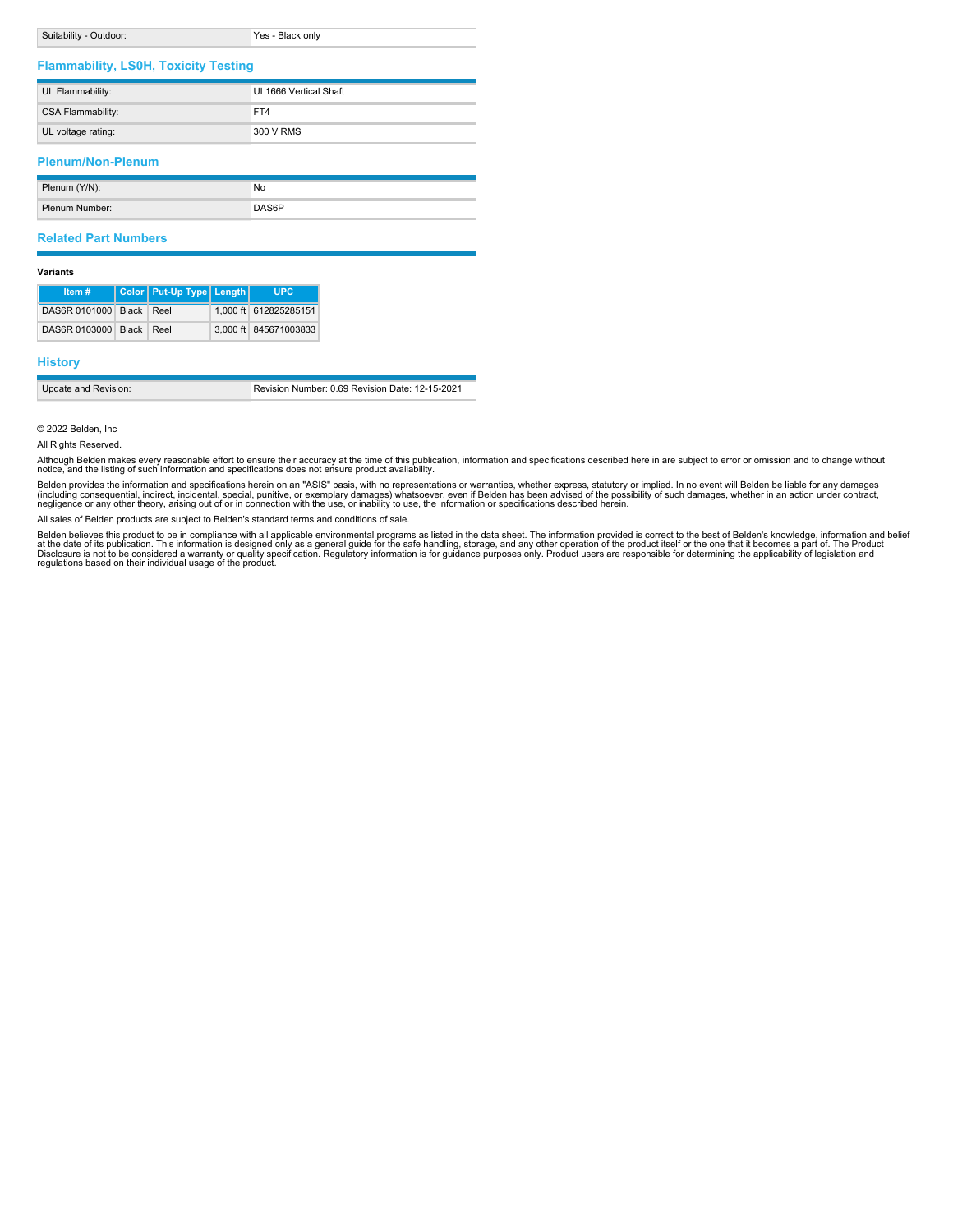| | |
|---|---|
| Suitability - Outdoor: | Yes - Black only |

## Flammability, LS0H, Toxicity Testing

| | |
|---|---|
| UL Flammability: | UL1666 Vertical Shaft |
| CSA Flammability: | FT4 |
| UL voltage rating: | 300 V RMS |

## Plenum/Non-Plenum

| | |
|---|---|
| Plenum (Y/N): | No |
| Plenum Number: | DAS6P |

## Related Part Numbers

**Variants**

| Item # | Color | Put-Up Type | Length | UPC |
|---|---|---|---|---|
| DAS6R 0101000 | Black | Reel | 1,000 ft | 612825285151 |
| DAS6R 0103000 | Black | Reel | 3,000 ft | 845671003833 |

## History

| | |
|---|---|
| Update and Revision: | Revision Number: 0.69 Revision Date: 12-15-2021 |

© 2022 Belden, Inc

All Rights Reserved.

Although Belden makes every reasonable effort to ensure their accuracy at the time of this publication, information and specifications described here in are subject to error or omission and to change without notice, and the listing of such information and specifications does not ensure product availability.

Belden provides the information and specifications herein on an "ASIS" basis, with no representations or warranties, whether express, statutory or implied. In no event will Belden be liable for any damages (including consequential, indirect, incidental, special, punitive, or exemplary damages) whatsoever, even if Belden has been advised of the possibility of such damages, whether in an action under contract, negligence or any other theory, arising out of or in connection with the use, or inability to use, the information or specifications described herein.

All sales of Belden products are subject to Belden's standard terms and conditions of sale.

Belden believes this product to be in compliance with all applicable environmental programs as listed in the data sheet. The information provided is correct to the best of Belden's knowledge, information and belief at the date of its publication. This information is designed only as a general guide for the safe handling, storage, and any other operation of the product itself or the one that it becomes a part of. The Product Disclosure is not to be considered a warranty or quality specification. Regulatory information is for guidance purposes only. Product users are responsible for determining the applicability of legislation and regulations based on their individual usage of the product.